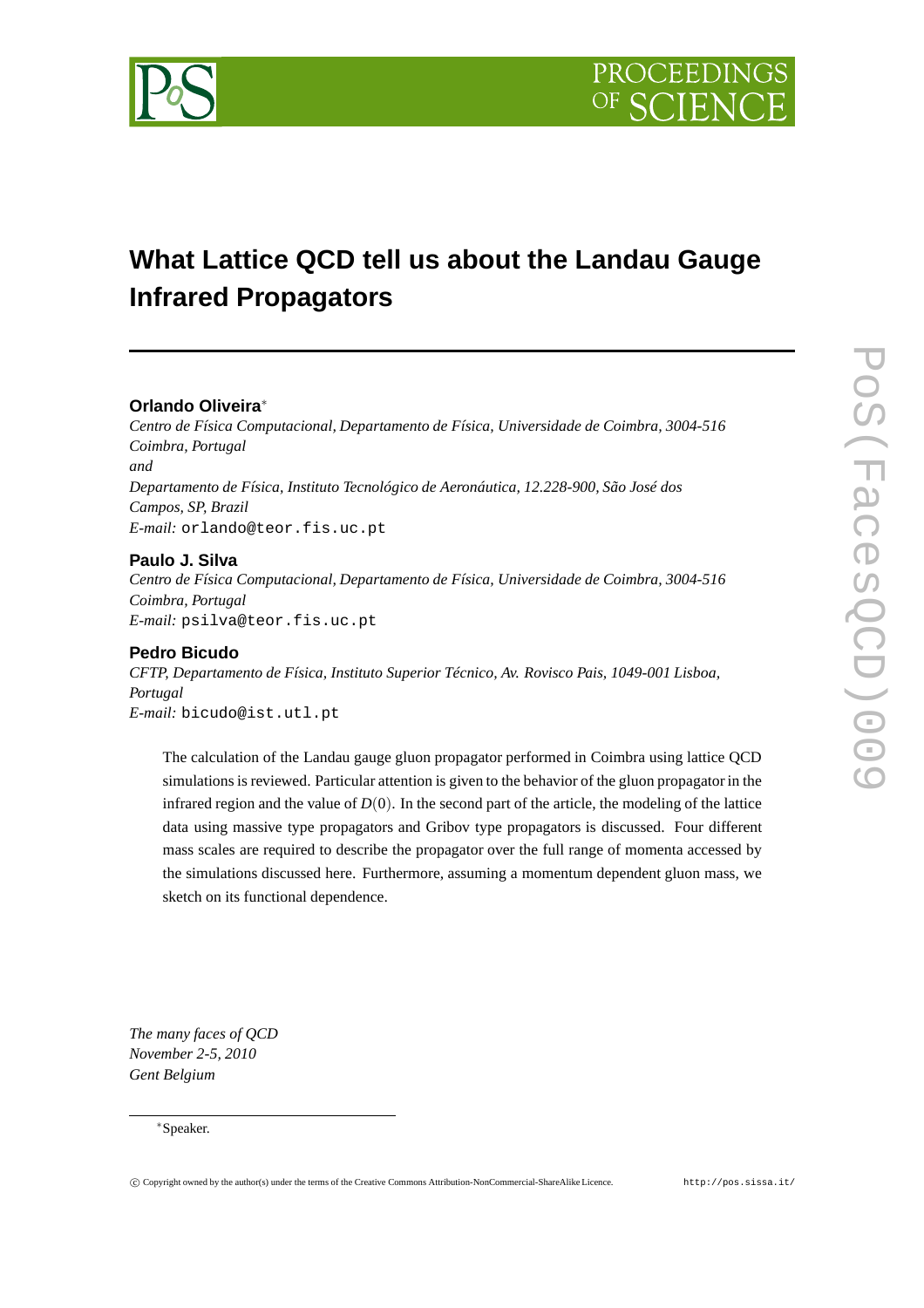# What Lattice QCD tell us about the Landau Gauge Infrared Propagators

**Orlando Oliveira**∗

*Centro de Física Computacional, Departamento de Física, Universidade de Coimbra, 3004-516 Coimbra, Portugal*

*and*

*Departamento de Física, Instituto Tecnológico de Aeronáutica, 12.228-900, São José dos Campos, SP, Brazil*

*E-mail:* orlando@teor.fis.uc.pt

**Paulo J. Silva**

*Centro de Física Computacional, Departamento de Física, Universidade de Coimbra, 3004-516 Coimbra, Portugal*

*E-mail:* psilva@teor.fis.uc.pt

**Pedro Bicudo**

*CFTP, Departamento de Física, Instituto Superior Técnico, Av. Rovisco Pais, 1049-001 Lisboa, Portugal*

*E-mail:* bicudo@ist.utl.pt

The calculation of the Landau gauge gluon propagator performed in Coimbra using lattice QCD simulations is reviewed. Particular attention is given to the behavior of the gluon propagator in the infrared region and the value of $D(0)$. In the second part of the article, the modeling of the lattice data using massive type propagators and Gribov type propagators is discussed. Four different mass scales are required to describe the propagator over the full range of momenta accessed by the simulations discussed here. Furthermore, assuming a momentum dependent gluon mass, we sketch on its functional dependence.

*The many faces of QCD*
*November 2-5, 2010*
*Gent Belgium*

∗Speaker.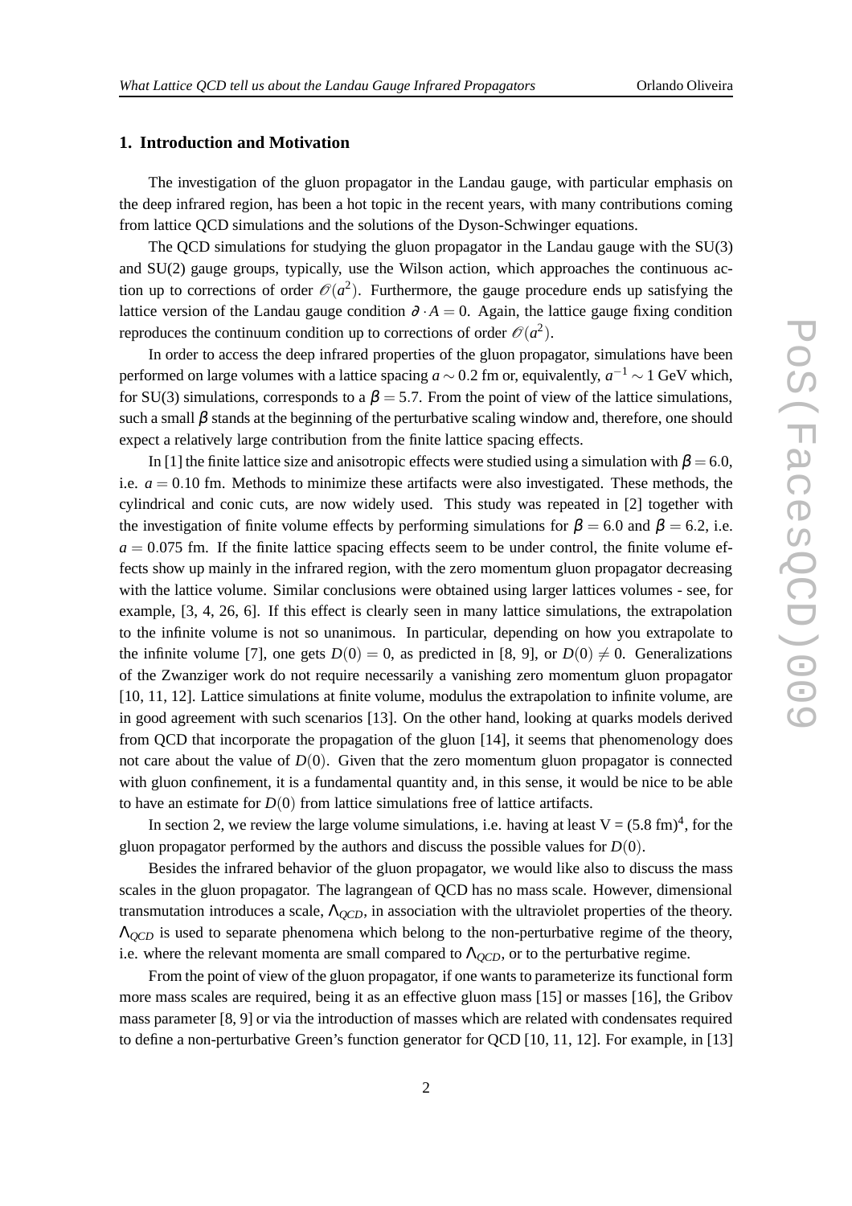## 1. Introduction and Motivation

The investigation of the gluon propagator in the Landau gauge, with particular emphasis on the deep infrared region, has been a hot topic in the recent years, with many contributions coming from lattice QCD simulations and the solutions of the Dyson-Schwinger equations.

The QCD simulations for studying the gluon propagator in the Landau gauge with the SU(3) and SU(2) gauge groups, typically, use the Wilson action, which approaches the continuous action up to corrections of order $\mathcal{O}(a^2)$. Furthermore, the gauge procedure ends up satisfying the lattice version of the Landau gauge condition $\partial \cdot A = 0$. Again, the lattice gauge fixing condition reproduces the continuum condition up to corrections of order $\mathcal{O}(a^2)$.

In order to access the deep infrared properties of the gluon propagator, simulations have been performed on large volumes with a lattice spacing $a \sim 0.2$ fm or, equivalently, $a^{-1} \sim 1$ GeV which, for SU(3) simulations, corresponds to a $\beta = 5.7$. From the point of view of the lattice simulations, such a small $\beta$ stands at the beginning of the perturbative scaling window and, therefore, one should expect a relatively large contribution from the finite lattice spacing effects.

In [1] the finite lattice size and anisotropic effects were studied using a simulation with $\beta = 6.0$, i.e. $a = 0.10$ fm. Methods to minimize these artifacts were also investigated. These methods, the cylindrical and conic cuts, are now widely used. This study was repeated in [2] together with the investigation of finite volume effects by performing simulations for $\beta = 6.0$ and $\beta = 6.2$, i.e. $a = 0.075$ fm. If the finite lattice spacing effects seem to be under control, the finite volume effects show up mainly in the infrared region, with the zero momentum gluon propagator decreasing with the lattice volume. Similar conclusions were obtained using larger lattices volumes - see, for example, [3, 4, 26, 6]. If this effect is clearly seen in many lattice simulations, the extrapolation to the infinite volume is not so unanimous. In particular, depending on how you extrapolate to the infinite volume [7], one gets $D(0) = 0$, as predicted in [8, 9], or $D(0) \neq 0$. Generalizations of the Zwanziger work do not require necessarily a vanishing zero momentum gluon propagator [10, 11, 12]. Lattice simulations at finite volume, modulus the extrapolation to infinite volume, are in good agreement with such scenarios [13]. On the other hand, looking at quarks models derived from QCD that incorporate the propagation of the gluon [14], it seems that phenomenology does not care about the value of $D(0)$. Given that the zero momentum gluon propagator is connected with gluon confinement, it is a fundamental quantity and, in this sense, it would be nice to be able to have an estimate for $D(0)$ from lattice simulations free of lattice artifacts.

In section 2, we review the large volume simulations, i.e. having at least $V = (5.8 \text{ fm})^4$, for the gluon propagator performed by the authors and discuss the possible values for $D(0)$.

Besides the infrared behavior of the gluon propagator, we would like also to discuss the mass scales in the gluon propagator. The lagrangean of QCD has no mass scale. However, dimensional transmutation introduces a scale, $\Lambda_{QCD}$, in association with the ultraviolet properties of the theory. $\Lambda_{QCD}$ is used to separate phenomena which belong to the non-perturbative regime of the theory, i.e. where the relevant momenta are small compared to $\Lambda_{QCD}$, or to the perturbative regime.

From the point of view of the gluon propagator, if one wants to parameterize its functional form more mass scales are required, being it as an effective gluon mass [15] or masses [16], the Gribov mass parameter [8, 9] or via the introduction of masses which are related with condensates required to define a non-perturbative Green's function generator for QCD [10, 11, 12]. For example, in [13]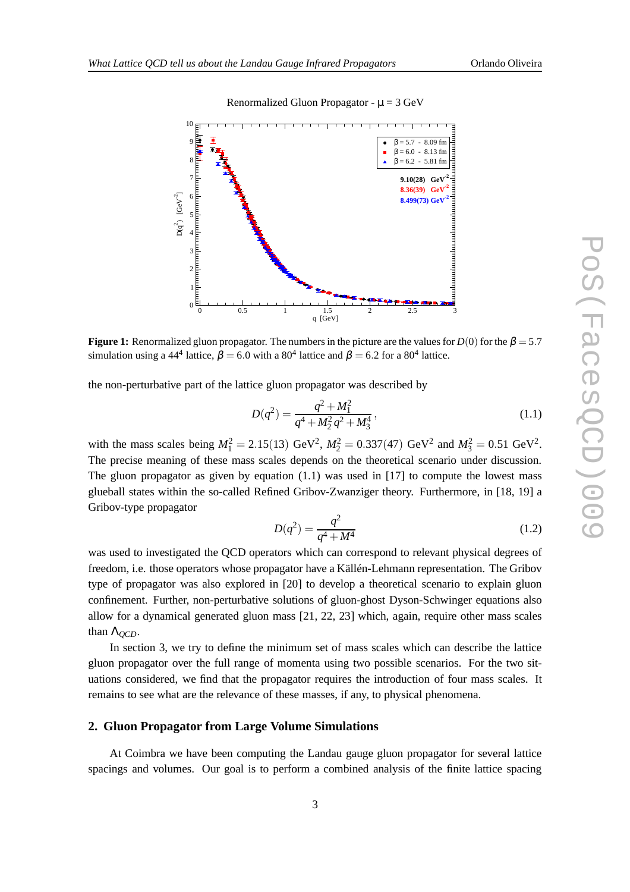Figure 1: Renormalized gluon propagator. The numbers in the picture are the values for $D(0)$ for the $\beta = 5.7$ simulation using a $44^4$ lattice, $\beta = 6.0$ with a $80^4$ lattice and $\beta = 6.2$ for a $80^4$ lattice.

the non-perturbative part of the lattice gluon propagator was described by

$$D(q^2) = \frac{q^2 + M_1^2}{q^4 + M_2^2 q^2 + M_3^4}, \tag{1.1}$$

with the mass scales being $M_1^2 = 2.15(13)$ GeV$^2$, $M_2^2 = 0.337(47)$ GeV$^2$ and $M_3^2 = 0.51$ GeV$^2$. The precise meaning of these mass scales depends on the theoretical scenario under discussion. The gluon propagator as given by equation (1.1) was used in [17] to compute the lowest mass glueball states within the so-called Refined Gribov-Zwanziger theory. Furthermore, in [18, 19] a Gribov-type propagator

$$D(q^2) = \frac{q^2}{q^4 + M^4} \tag{1.2}$$

was used to investigated the QCD operators which can correspond to relevant physical degrees of freedom, i.e. those operators whose propagator have a Källén-Lehmann representation. The Gribov type of propagator was also explored in [20] to develop a theoretical scenario to explain gluon confinement. Further, non-perturbative solutions of gluon-ghost Dyson-Schwinger equations also allow for a dynamical generated gluon mass [21, 22, 23] which, again, require other mass scales than $\Lambda_{QCD}$.

In section 3, we try to define the minimum set of mass scales which can describe the lattice gluon propagator over the full range of momenta using two possible scenarios. For the two situations considered, we find that the propagator requires the introduction of four mass scales. It remains to see what are the relevance of these masses, if any, to physical phenomena.

## 2. Gluon Propagator from Large Volume Simulations

At Coimbra we have been computing the Landau gauge gluon propagator for several lattice spacings and volumes. Our goal is to perform a combined analysis of the finite lattice spacing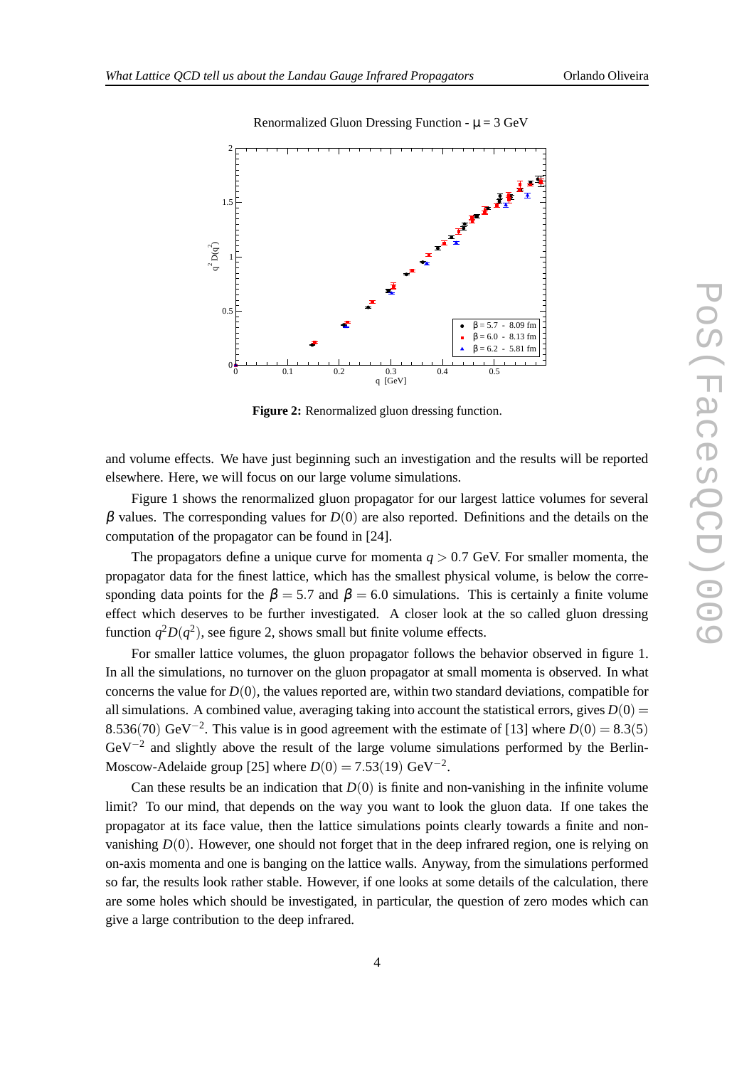**Figure 2:** Renormalized gluon dressing function.

and volume effects. We have just beginning such an investigation and the results will be reported elsewhere. Here, we will focus on our large volume simulations.

Figure 1 shows the renormalized gluon propagator for our largest lattice volumes for several $\beta$ values. The corresponding values for $D(0)$ are also reported. Definitions and the details on the computation of the propagator can be found in [24].

The propagators define a unique curve for momenta $q > 0.7$ GeV. For smaller momenta, the propagator data for the finest lattice, which has the smallest physical volume, is below the corresponding data points for the $\beta = 5.7$ and $\beta = 6.0$ simulations. This is certainly a finite volume effect which deserves to be further investigated. A closer look at the so called gluon dressing function $q^2 D(q^2)$, see figure 2, shows small but finite volume effects.

For smaller lattice volumes, the gluon propagator follows the behavior observed in figure 1. In all the simulations, no turnover on the gluon propagator at small momenta is observed. In what concerns the value for $D(0)$, the values reported are, within two standard deviations, compatible for all simulations. A combined value, averaging taking into account the statistical errors, gives $D(0) = 8.536(70)$ GeV$^{-2}$. This value is in good agreement with the estimate of [13] where $D(0) = 8.3(5)$ GeV$^{-2}$ and slightly above the result of the large volume simulations performed by the Berlin-Moscow-Adelaide group [25] where $D(0) = 7.53(19)$ GeV$^{-2}$.

Can these results be an indication that $D(0)$ is finite and non-vanishing in the infinite volume limit? To our mind, that depends on the way you want to look the gluon data. If one takes the propagator at its face value, then the lattice simulations points clearly towards a finite and non-vanishing $D(0)$. However, one should not forget that in the deep infrared region, one is relying on on-axis momenta and one is banging on the lattice walls. Anyway, from the simulations performed so far, the results look rather stable. However, if one looks at some details of the calculation, there are some holes which should be investigated, in particular, the question of zero modes which can give a large contribution to the deep infrared.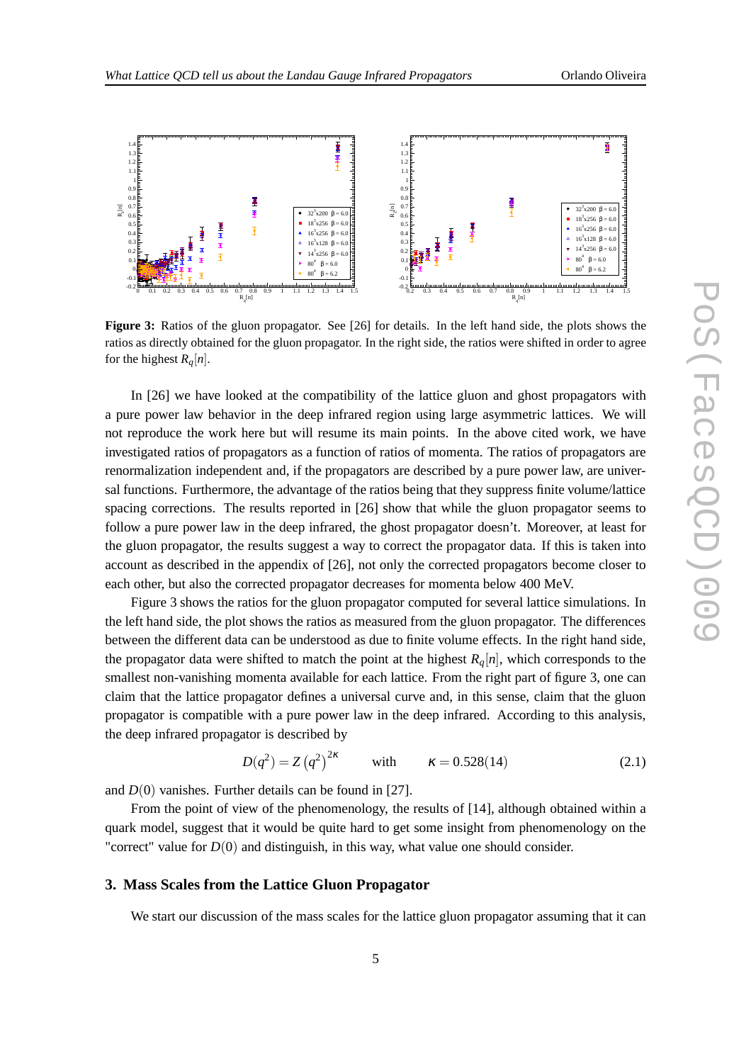**Figure 3:** Ratios of the gluon propagator. See [26] for details. In the left hand side, the plots shows the ratios as directly obtained for the gluon propagator. In the right side, the ratios were shifted in order to agree for the highest $R_q[n]$.

In [26] we have looked at the compatibility of the lattice gluon and ghost propagators with a pure power law behavior in the deep infrared region using large asymmetric lattices. We will not reproduce the work here but will resume its main points. In the above cited work, we have investigated ratios of propagators as a function of ratios of momenta. The ratios of propagators are renormalization independent and, if the propagators are described by a pure power law, are universal functions. Furthermore, the advantage of the ratios being that they suppress finite volume/lattice spacing corrections. The results reported in [26] show that while the gluon propagator seems to follow a pure power law in the deep infrared, the ghost propagator doesn't. Moreover, at least for the gluon propagator, the results suggest a way to correct the propagator data. If this is taken into account as described in the appendix of [26], not only the corrected propagators become closer to each other, but also the corrected propagator decreases for momenta below 400 MeV.

Figure 3 shows the ratios for the gluon propagator computed for several lattice simulations. In the left hand side, the plot shows the ratios as measured from the gluon propagator. The differences between the different data can be understood as due to finite volume effects. In the right hand side, the propagator data were shifted to match the point at the highest $R_q[n]$, which corresponds to the smallest non-vanishing momenta available for each lattice. From the right part of figure 3, one can claim that the lattice propagator defines a universal curve and, in this sense, claim that the gluon propagator is compatible with a pure power law in the deep infrared. According to this analysis, the deep infrared propagator is described by

$$D(q^2) = Z\left(q^2\right)^{2\kappa} \qquad \text{with} \qquad \kappa = 0.528(14) \tag{2.1}$$

and $D(0)$ vanishes. Further details can be found in [27].

From the point of view of the phenomenology, the results of [14], although obtained within a quark model, suggest that it would be quite hard to get some insight from phenomenology on the "correct" value for $D(0)$ and distinguish, in this way, what value one should consider.

## 3. Mass Scales from the Lattice Gluon Propagator

We start our discussion of the mass scales for the lattice gluon propagator assuming that it can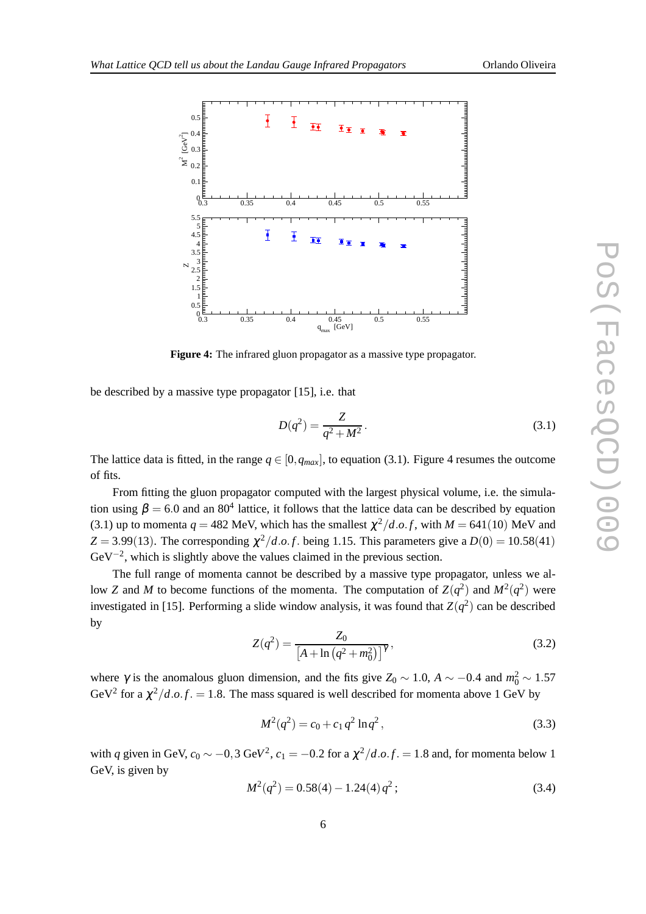**Figure 4:** The infrared gluon propagator as a massive type propagator.

be described by a massive type propagator [15], i.e. that

$$D(q^2) = \frac{Z}{q^2 + M^2}. \tag{3.1}$$

The lattice data is fitted, in the range $q \in [0, q_{max}]$, to equation (3.1). Figure 4 resumes the outcome of fits.

From fitting the gluon propagator computed with the largest physical volume, i.e. the simulation using $\beta = 6.0$ and an $80^4$ lattice, it follows that the lattice data can be described by equation (3.1) up to momenta $q = 482$ MeV, which has the smallest $\chi^2/d.o.f$, with $M = 641(10)$ MeV and $Z = 3.99(13)$. The corresponding $\chi^2/d.o.f.$ being 1.15. This parameters give a $D(0) = 10.58(41)$ GeV$^{-2}$, which is slightly above the values claimed in the previous section.

The full range of momenta cannot be described by a massive type propagator, unless we allow $Z$ and $M$ to become functions of the momenta. The computation of $Z(q^2)$ and $M^2(q^2)$ were investigated in [15]. Performing a slide window analysis, it was found that $Z(q^2)$ can be described by

$$Z(q^2) = \frac{Z_0}{\left[A + \ln\left(q^2 + m_0^2\right)\right]^{\gamma}}, \tag{3.2}$$

where $\gamma$ is the anomalous gluon dimension, and the fits give $Z_0 \sim 1.0$, $A \sim -0.4$ and $m_0^2 \sim 1.57$ GeV$^2$ for a $\chi^2/d.o.f. = 1.8$. The mass squared is well described for momenta above 1 GeV by

$$M^2(q^2) = c_0 + c_1\, q^2 \ln q^2, \tag{3.3}$$

with $q$ given in GeV, $c_0 \sim -0{,}3$ GeV$^2$, $c_1 = -0.2$ for a $\chi^2/d.o.f. = 1.8$ and, for momenta below 1 GeV, is given by

$$M^2(q^2) = 0.58(4) - 1.24(4)\, q^2; \tag{3.4}$$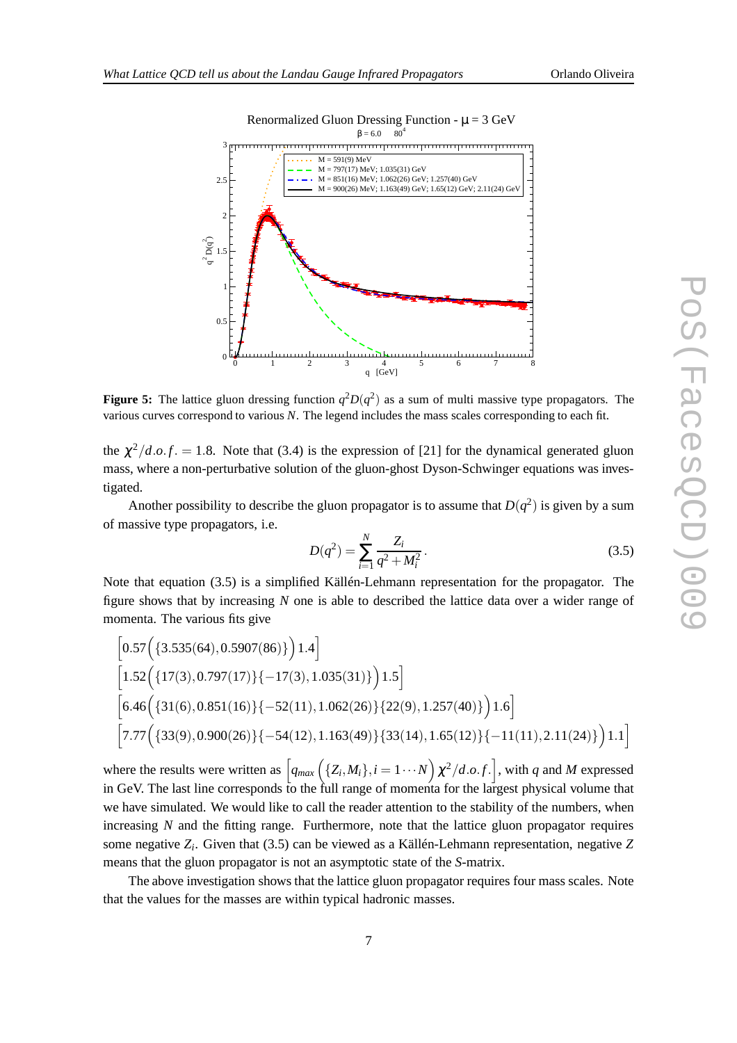**Figure 5:** The lattice gluon dressing function $q^2D(q^2)$ as a sum of multi massive type propagators. The various curves correspond to various $N$. The legend includes the mass scales corresponding to each fit.

the $\chi^2/d.o.f. = 1.8$. Note that (3.4) is the expression of [21] for the dynamical generated gluon mass, where a non-perturbative solution of the gluon-ghost Dyson-Schwinger equations was investigated.

Another possibility to describe the gluon propagator is to assume that $D(q^2)$ is given by a sum of massive type propagators, i.e.

$$D(q^2) = \sum_{i=1}^{N} \frac{Z_i}{q^2 + M_i^2} . \tag{3.5}$$

Note that equation (3.5) is a simplified Källén-Lehmann representation for the propagator. The figure shows that by increasing $N$ one is able to described the lattice data over a wider range of momenta. The various fits give

$$\Big[0.57\Big(\{3.535(64), 0.5907(86)\}\Big)\,1.4\Big]$$

$$\Big[1.52\Big(\{17(3), 0.797(17)\}\{-17(3), 1.035(31)\}\Big)\,1.5\Big]$$

$$\Big[6.46\Big(\{31(6), 0.851(16)\}\{-52(11), 1.062(26)\}\{22(9), 1.257(40)\}\Big)\,1.6\Big]$$

$$\Big[7.77\Big(\{33(9), 0.900(26)\}\{-54(12), 1.163(49)\}\{33(14), 1.65(12)\}\{-11(11), 2.11(24)\}\Big)\,1.1\Big]$$

where the results were written as $\Big[q_{max}\Big(\{Z_i, M_i\}, i = 1\cdots N\Big)\,\chi^2/d.o.f.\Big]$, with $q$ and $M$ expressed in GeV. The last line corresponds to the full range of momenta for the largest physical volume that we have simulated. We would like to call the reader attention to the stability of the numbers, when increasing $N$ and the fitting range. Furthermore, note that the lattice gluon propagator requires some negative $Z_i$. Given that (3.5) can be viewed as a Källén-Lehmann representation, negative $Z$ means that the gluon propagator is not an asymptotic state of the $S$-matrix.

The above investigation shows that the lattice gluon propagator requires four mass scales. Note that the values for the masses are within typical hadronic masses.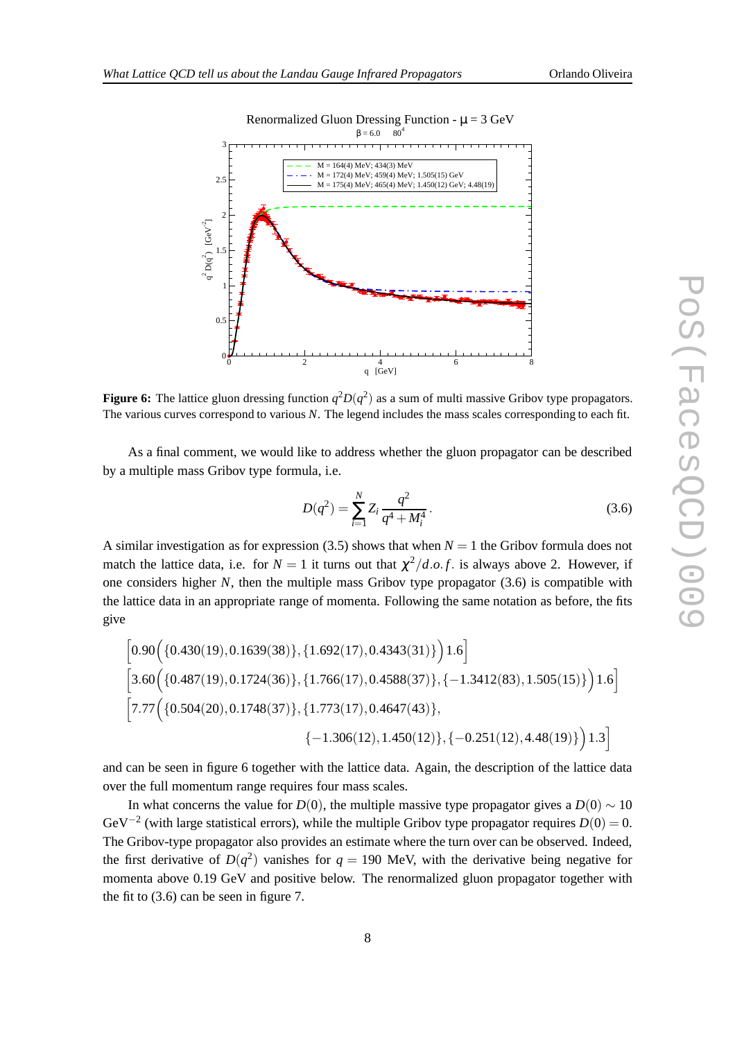**Figure 6:** The lattice gluon dressing function $q^2 D(q^2)$ as a sum of multi massive Gribov type propagators. The various curves correspond to various $N$. The legend includes the mass scales corresponding to each fit.

As a final comment, we would like to address whether the gluon propagator can be described by a multiple mass Gribov type formula, i.e.

$$D(q^2) = \sum_{i=1}^{N} Z_i \frac{q^2}{q^4 + M_i^4} \, . \tag{3.6}$$

A similar investigation as for expression (3.5) shows that when $N = 1$ the Gribov formula does not match the lattice data, i.e. for $N = 1$ it turns out that $\chi^2/d.o.f.$ is always above 2. However, if one considers higher $N$, then the multiple mass Gribov type propagator (3.6) is compatible with the lattice data in an appropriate range of momenta. Following the same notation as before, the fits give

$$\Big[0.90\Big(\{0.430(19), 0.1639(38)\}, \{1.692(17), 0.4343(31)\}\Big)\, 1.6\Big]$$

$$\Big[3.60\Big(\{0.487(19), 0.1724(36)\}, \{1.766(17), 0.4588(37)\}, \{-1.3412(83), 1.505(15)\}\Big)\, 1.6\Big]$$

$$\Big[7.77\Big(\{0.504(20), 0.1748(37)\}, \{1.773(17), 0.4647(43)\}, \{-1.306(12), 1.450(12)\}, \{-0.251(12), 4.48(19)\}\Big)\, 1.3\Big]$$

and can be seen in figure 6 together with the lattice data. Again, the description of the lattice data over the full momentum range requires four mass scales.

In what concerns the value for $D(0)$, the multiple massive type propagator gives a $D(0) \sim 10$ GeV$^{-2}$ (with large statistical errors), while the multiple Gribov type propagator requires $D(0) = 0$. The Gribov-type propagator also provides an estimate where the turn over can be observed. Indeed, the first derivative of $D(q^2)$ vanishes for $q = 190$ MeV, with the derivative being negative for momenta above 0.19 GeV and positive below. The renormalized gluon propagator together with the fit to (3.6) can be seen in figure 7.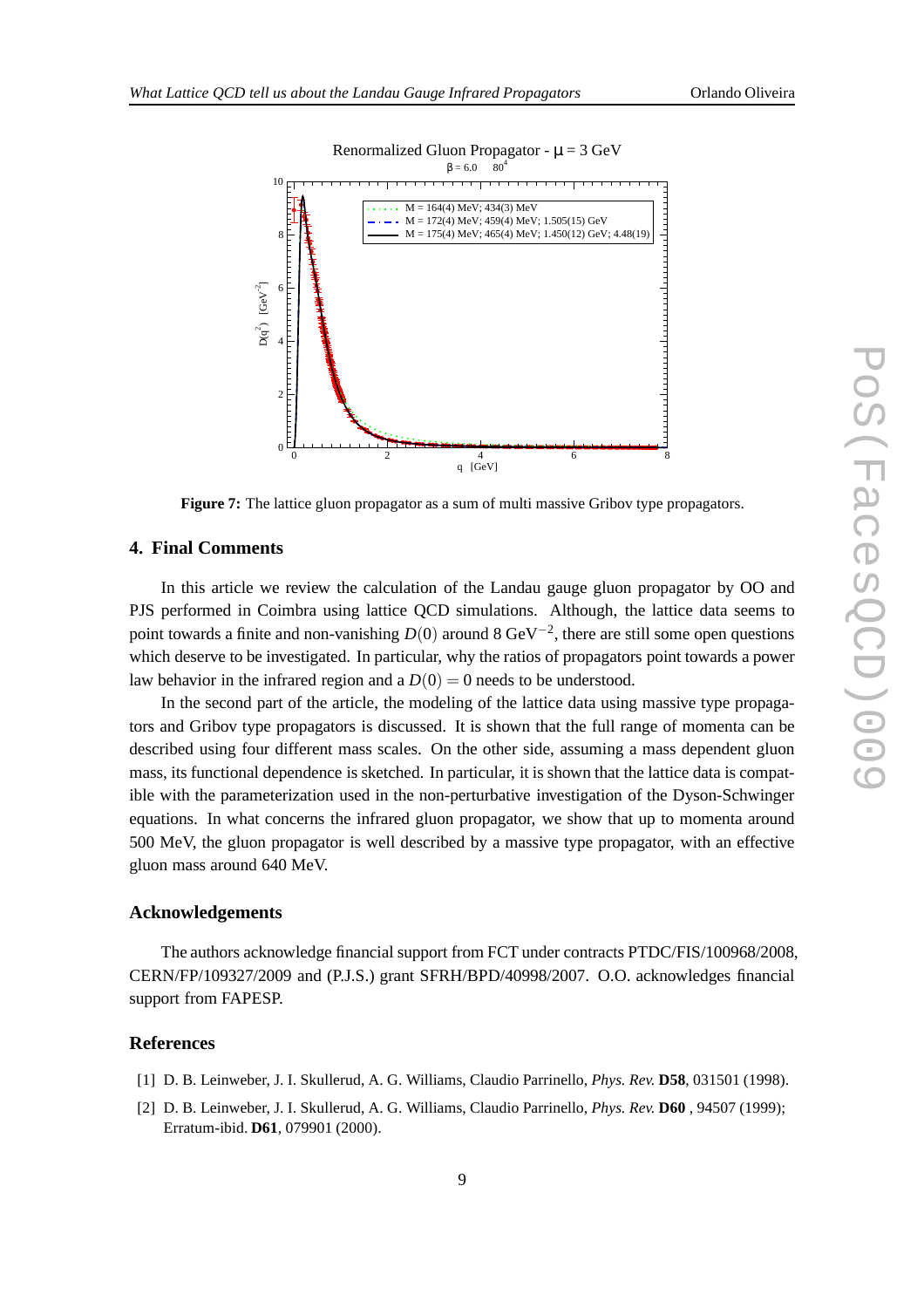**Figure 7:** The lattice gluon propagator as a sum of multi massive Gribov type propagators.

## 4. Final Comments

In this article we review the calculation of the Landau gauge gluon propagator by OO and PJS performed in Coimbra using lattice QCD simulations. Although, the lattice data seems to point towards a finite and non-vanishing $D(0)$ around 8 $\text{GeV}^{-2}$, there are still some open questions which deserve to be investigated. In particular, why the ratios of propagators point towards a power law behavior in the infrared region and a $D(0) = 0$ needs to be understood.

In the second part of the article, the modeling of the lattice data using massive type propagators and Gribov type propagators is discussed. It is shown that the full range of momenta can be described using four different mass scales. On the other side, assuming a mass dependent gluon mass, its functional dependence is sketched. In particular, it is shown that the lattice data is compatible with the parameterization used in the non-perturbative investigation of the Dyson-Schwinger equations. In what concerns the infrared gluon propagator, we show that up to momenta around 500 MeV, the gluon propagator is well described by a massive type propagator, with an effective gluon mass around 640 MeV.

### Acknowledgements

The authors acknowledge financial support from FCT under contracts PTDC/FIS/100968/2008, CERN/FP/109327/2009 and (P.J.S.) grant SFRH/BPD/40998/2007. O.O. acknowledges financial support from FAPESP.

### References

[1] D. B. Leinweber, J. I. Skullerud, A. G. Williams, Claudio Parrinello, *Phys. Rev.* **D58**, 031501 (1998).

[2] D. B. Leinweber, J. I. Skullerud, A. G. Williams, Claudio Parrinello, *Phys. Rev.* **D60** , 94507 (1999); Erratum-ibid. **D61**, 079901 (2000).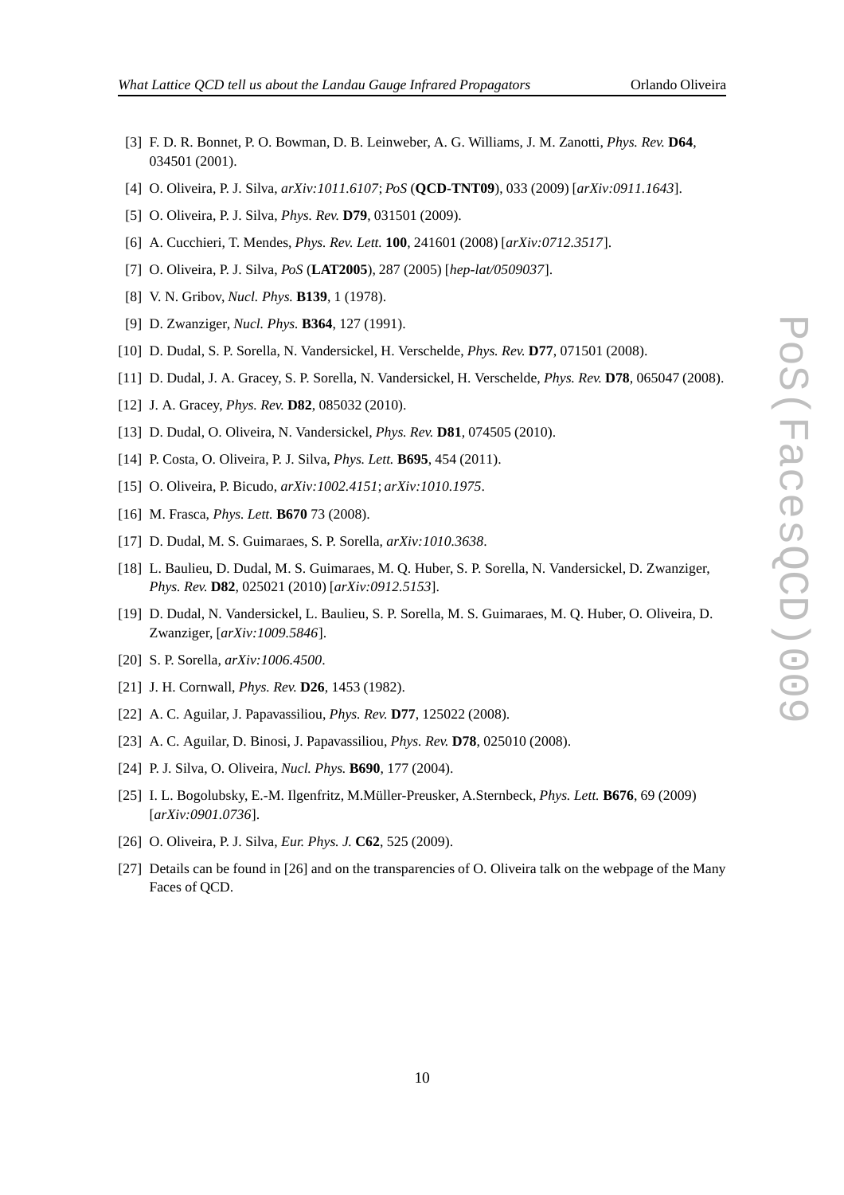[3] F. D. R. Bonnet, P. O. Bowman, D. B. Leinweber, A. G. Williams, J. M. Zanotti, *Phys. Rev.* **D64**, 034501 (2001).

[4] O. Oliveira, P. J. Silva, *arXiv:1011.6107*; *PoS* (**QCD-TNT09**), 033 (2009) [*arXiv:0911.1643*].

[5] O. Oliveira, P. J. Silva, *Phys. Rev.* **D79**, 031501 (2009).

[6] A. Cucchieri, T. Mendes, *Phys. Rev. Lett.* **100**, 241601 (2008) [*arXiv:0712.3517*].

[7] O. Oliveira, P. J. Silva, *PoS* (**LAT2005**), 287 (2005) [*hep-lat/0509037*].

[8] V. N. Gribov, *Nucl. Phys.* **B139**, 1 (1978).

[9] D. Zwanziger, *Nucl. Phys.* **B364**, 127 (1991).

[10] D. Dudal, S. P. Sorella, N. Vandersickel, H. Verschelde, *Phys. Rev.* **D77**, 071501 (2008).

[11] D. Dudal, J. A. Gracey, S. P. Sorella, N. Vandersickel, H. Verschelde, *Phys. Rev.* **D78**, 065047 (2008).

[12] J. A. Gracey, *Phys. Rev.* **D82**, 085032 (2010).

[13] D. Dudal, O. Oliveira, N. Vandersickel, *Phys. Rev.* **D81**, 074505 (2010).

[14] P. Costa, O. Oliveira, P. J. Silva, *Phys. Lett.* **B695**, 454 (2011).

[15] O. Oliveira, P. Bicudo, *arXiv:1002.4151*; *arXiv:1010.1975*.

[16] M. Frasca, *Phys. Lett.* **B670** 73 (2008).

[17] D. Dudal, M. S. Guimaraes, S. P. Sorella, *arXiv:1010.3638*.

[18] L. Baulieu, D. Dudal, M. S. Guimaraes, M. Q. Huber, S. P. Sorella, N. Vandersickel, D. Zwanziger, *Phys. Rev.* **D82**, 025021 (2010) [*arXiv:0912.5153*].

[19] D. Dudal, N. Vandersickel, L. Baulieu, S. P. Sorella, M. S. Guimaraes, M. Q. Huber, O. Oliveira, D. Zwanziger, [*arXiv:1009.5846*].

[20] S. P. Sorella, *arXiv:1006.4500*.

[21] J. H. Cornwall, *Phys. Rev.* **D26**, 1453 (1982).

[22] A. C. Aguilar, J. Papavassiliou, *Phys. Rev.* **D77**, 125022 (2008).

[23] A. C. Aguilar, D. Binosi, J. Papavassiliou, *Phys. Rev.* **D78**, 025010 (2008).

[24] P. J. Silva, O. Oliveira, *Nucl. Phys.* **B690**, 177 (2004).

[25] I. L. Bogolubsky, E.-M. Ilgenfritz, M.Müller-Preusker, A.Sternbeck, *Phys. Lett.* **B676**, 69 (2009) [*arXiv:0901.0736*].

[26] O. Oliveira, P. J. Silva, *Eur. Phys. J.* **C62**, 525 (2009).

[27] Details can be found in [26] and on the transparencies of O. Oliveira talk on the webpage of the Many Faces of QCD.